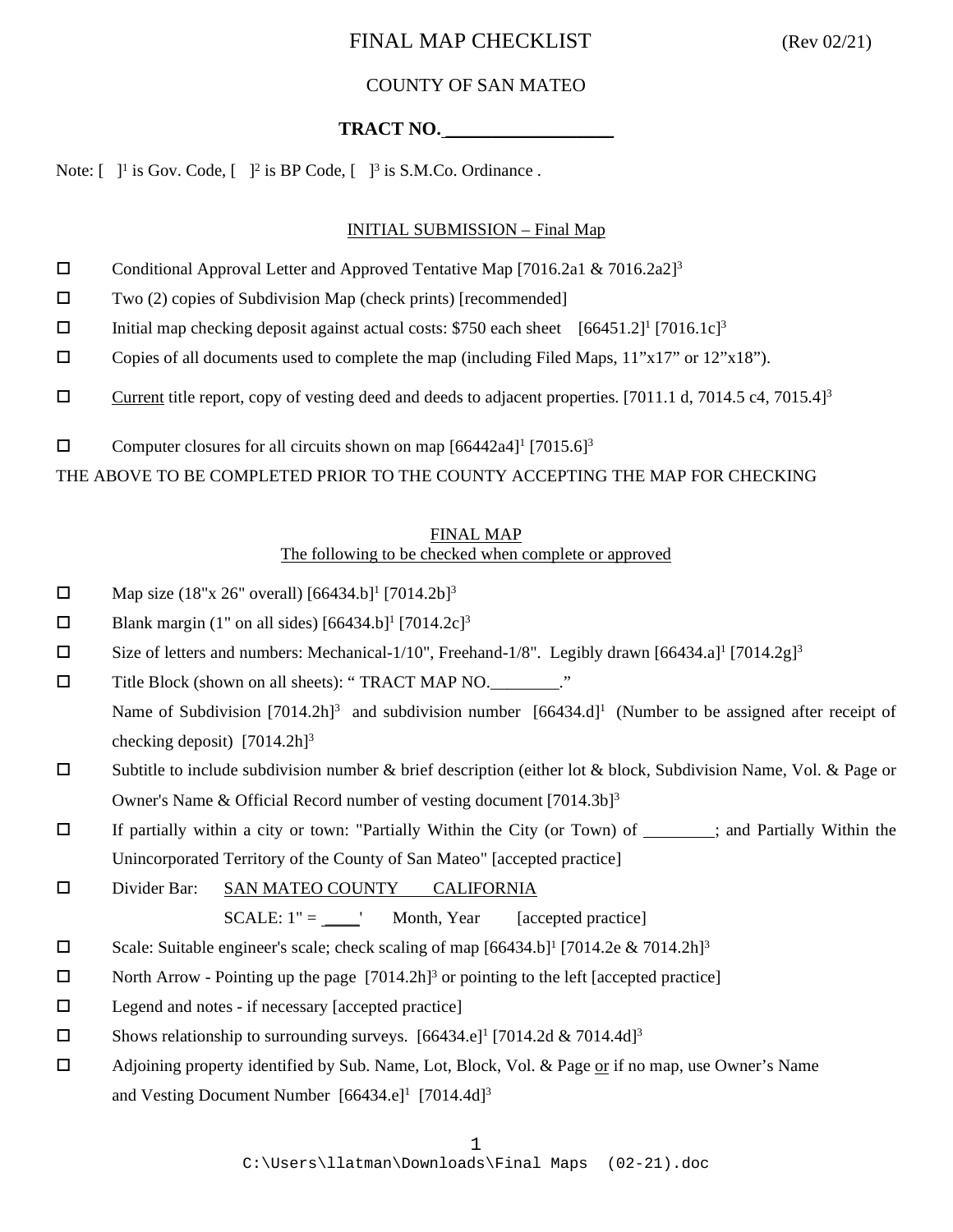# FINAL MAP CHECKLIST (Rev 02/21)

## COUNTY OF SAN MATEO

**TRACT NO.\_\_\_\_\_\_\_\_\_\_\_\_\_\_\_\_\_\_**

Note: [ ][1] is Gov. Code, [ ][2] is BP Code, [ ][3] is S.M.Co. Ordinance .

### INITIAL SUBMISSION – Final Map

- ☐ Conditional Approval Letter and Approved Tentative Map [7016.2a1 & 7016.2a2][3]
- ☐ Two (2) copies of Subdivision Map (check prints) [recommended]
- ☐ Initial map checking deposit against actual costs: $750 each sheet [66451.2][1] [7016.1c][3]
- ☐ Copies of all documents used to complete the map (including Filed Maps, 11"x17" or 12"x18").
- ☐ Current title report, copy of vesting deed and deeds to adjacent properties. [7011.1 d, 7014.5 c4, 7015.4][3]
- ☐ Computer closures for all circuits shown on map [66442a4][1] [7015.6][3]

THE ABOVE TO BE COMPLETED PRIOR TO THE COUNTY ACCEPTING THE MAP FOR CHECKING

### FINAL MAP
The following to be checked when complete or approved

- ☐ Map size (18"x 26" overall) [66434.b][1] [7014.2b][3]
- ☐ Blank margin (1" on all sides) [66434.b][1] [7014.2c][3]
- ☐ Size of letters and numbers: Mechanical-1/10", Freehand-1/8". Legibly drawn [66434.a][1] [7014.2g][3]
- ☐ Title Block (shown on all sheets): " TRACT MAP NO.\_\_\_\_\_\_\_\_."
  Name of Subdivision [7014.2h][3] and subdivision number [66434.d][1] (Number to be assigned after receipt of checking deposit) [7014.2h][3]
- ☐ Subtitle to include subdivision number & brief description (either lot & block, Subdivision Name, Vol. & Page or Owner's Name & Official Record number of vesting document [7014.3b][3]
- ☐ If partially within a city or town: "Partially Within the City (or Town) of \_\_\_\_\_\_\_\_; and Partially Within the Unincorporated Territory of the County of San Mateo" [accepted practice]
- ☐ Divider Bar: SAN MATEO COUNTY CALIFORNIA
  SCALE: 1" = \_\_\_\_' Month, Year [accepted practice]
- ☐ Scale: Suitable engineer's scale; check scaling of map [66434.b][1] [7014.2e & 7014.2h][3]
- ☐ North Arrow - Pointing up the page [7014.2h][3] or pointing to the left [accepted practice]
- ☐ Legend and notes - if necessary [accepted practice]
- ☐ Shows relationship to surrounding surveys. [66434.e][1] [7014.2d & 7014.4d][3]
- ☐ Adjoining property identified by Sub. Name, Lot, Block, Vol. & Page or if no map, use Owner's Name and Vesting Document Number [66434.e][1] [7014.4d][3]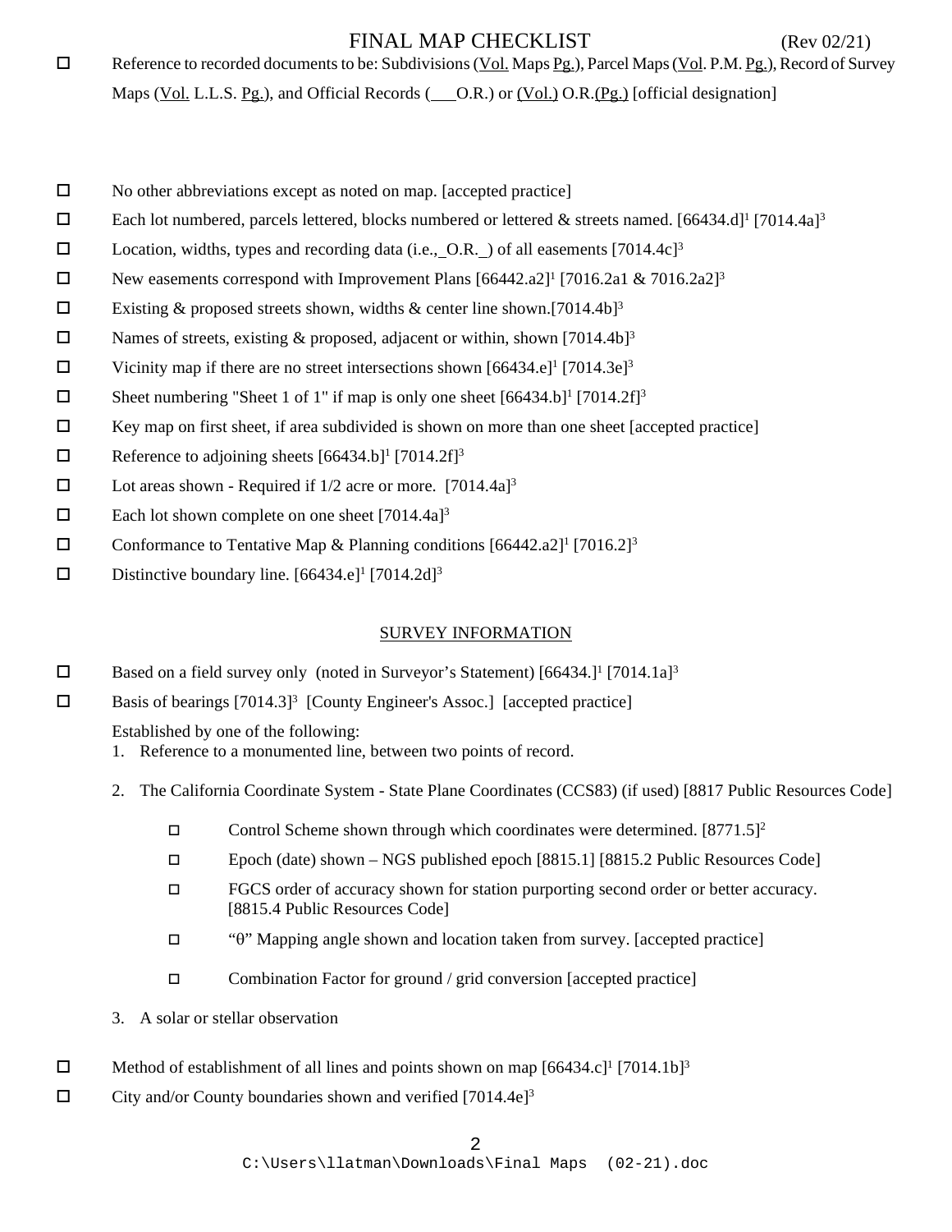# FINAL MAP CHECKLIST (Rev 02/21)

- ☐ Reference to recorded documents to be: Subdivisions (Vol. Maps Pg.), Parcel Maps (Vol. P.M. Pg.), Record of Survey Maps (Vol. L.L.S. Pg.), and Official Records (___O.R.) or (Vol.) O.R.(Pg.) [official designation]

- ☐ No other abbreviations except as noted on map. [accepted practice]
- ☐ Each lot numbered, parcels lettered, blocks numbered or lettered & streets named. [66434.d][1] [7014.4a][3]
- ☐ Location, widths, types and recording data (i.e., _O.R._) of all easements [7014.4c][3]
- ☐ New easements correspond with Improvement Plans [66442.a2][1] [7016.2a1 & 7016.2a2][3]
- ☐ Existing & proposed streets shown, widths & center line shown.[7014.4b][3]
- ☐ Names of streets, existing & proposed, adjacent or within, shown [7014.4b][3]
- ☐ Vicinity map if there are no street intersections shown [66434.e][1] [7014.3e][3]
- ☐ Sheet numbering "Sheet 1 of 1" if map is only one sheet [66434.b][1] [7014.2f][3]
- ☐ Key map on first sheet, if area subdivided is shown on more than one sheet [accepted practice]
- ☐ Reference to adjoining sheets [66434.b][1] [7014.2f][3]
- ☐ Lot areas shown - Required if 1/2 acre or more. [7014.4a][3]
- ☐ Each lot shown complete on one sheet [7014.4a][3]
- ☐ Conformance to Tentative Map & Planning conditions [66442.a2][1] [7016.2][3]
- ☐ Distinctive boundary line. [66434.e][1] [7014.2d][3]

## SURVEY INFORMATION

- ☐ Based on a field survey only (noted in Surveyor's Statement) [66434.][1] [7014.1a][3]
- ☐ Basis of bearings [7014.3][3] [County Engineer's Assoc.] [accepted practice]

  Established by one of the following:
  1. Reference to a monumented line, between two points of record.
  2. The California Coordinate System - State Plane Coordinates (CCS83) (if used) [8817 Public Resources Code]
     - ☐ Control Scheme shown through which coordinates were determined. [8771.5][2]
     - ☐ Epoch (date) shown – NGS published epoch [8815.1] [8815.2 Public Resources Code]
     - ☐ FGCS order of accuracy shown for station purporting second order or better accuracy. [8815.4 Public Resources Code]
     - ☐ "θ" Mapping angle shown and location taken from survey. [accepted practice]
     - ☐ Combination Factor for ground / grid conversion [accepted practice]
  3. A solar or stellar observation

- ☐ Method of establishment of all lines and points shown on map [66434.c][1] [7014.1b][3]
- ☐ City and/or County boundaries shown and verified [7014.4e][3]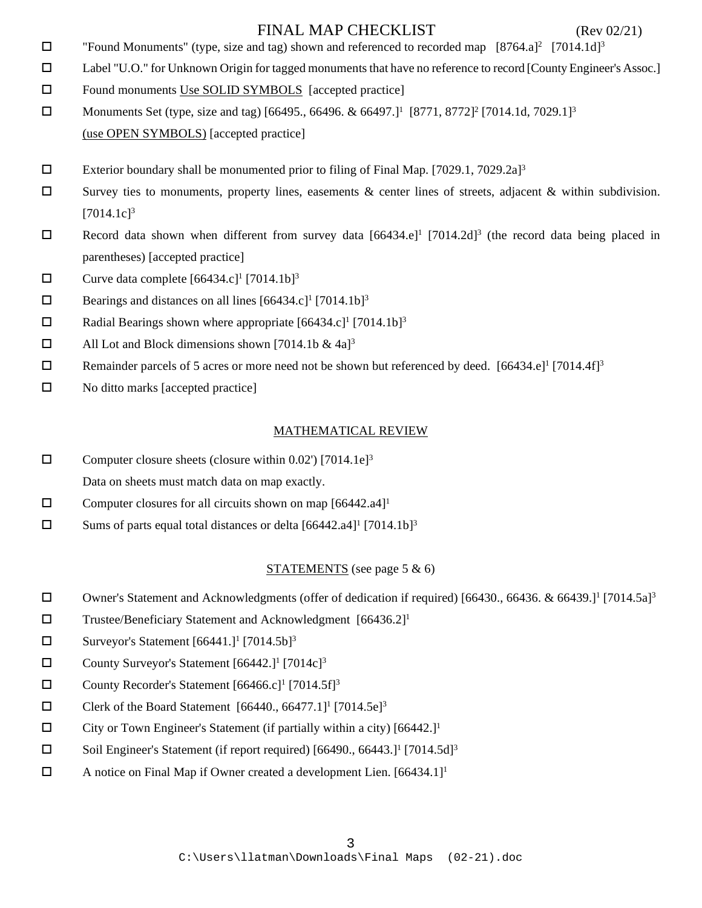# FINAL MAP CHECKLIST (Rev 02/21)

- ☐ "Found Monuments" (type, size and tag) shown and referenced to recorded map [8764.a][2] [7014.1d][3]
- ☐ Label "U.O." for Unknown Origin for tagged monuments that have no reference to record [County Engineer's Assoc.]
- ☐ Found monuments Use SOLID SYMBOLS [accepted practice]
- ☐ Monuments Set (type, size and tag) [66495., 66496. & 66497.][1] [8771, 8772][2] [7014.1d, 7029.1][3] (use OPEN SYMBOLS) [accepted practice]
- ☐ Exterior boundary shall be monumented prior to filing of Final Map. [7029.1, 7029.2a][3]
- ☐ Survey ties to monuments, property lines, easements & center lines of streets, adjacent & within subdivision. [7014.1c][3]
- ☐ Record data shown when different from survey data [66434.e][1] [7014.2d][3] (the record data being placed in parentheses) [accepted practice]
- ☐ Curve data complete [66434.c][1] [7014.1b][3]
- ☐ Bearings and distances on all lines [66434.c][1] [7014.1b][3]
- ☐ Radial Bearings shown where appropriate [66434.c][1] [7014.1b][3]
- ☐ All Lot and Block dimensions shown [7014.1b & 4a][3]
- ☐ Remainder parcels of 5 acres or more need not be shown but referenced by deed. [66434.e][1] [7014.4f][3]
- ☐ No ditto marks [accepted practice]

## MATHEMATICAL REVIEW

- ☐ Computer closure sheets (closure within 0.02') [7014.1e][3]
  Data on sheets must match data on map exactly.
- ☐ Computer closures for all circuits shown on map [66442.a4][1]
- ☐ Sums of parts equal total distances or delta [66442.a4][1] [7014.1b][3]

## STATEMENTS (see page 5 & 6)

- ☐ Owner's Statement and Acknowledgments (offer of dedication if required) [66430., 66436. & 66439.][1] [7014.5a][3]
- ☐ Trustee/Beneficiary Statement and Acknowledgment [66436.2][1]
- ☐ Surveyor's Statement [66441.][1] [7014.5b][3]
- ☐ County Surveyor's Statement [66442.][1] [7014c][3]
- ☐ County Recorder's Statement [66466.c][1] [7014.5f][3]
- ☐ Clerk of the Board Statement [66440., 66477.1][1] [7014.5e][3]
- ☐ City or Town Engineer's Statement (if partially within a city) [66442.][1]
- ☐ Soil Engineer's Statement (if report required) [66490., 66443.][1] [7014.5d][3]
- ☐ A notice on Final Map if Owner created a development Lien. [66434.1][1]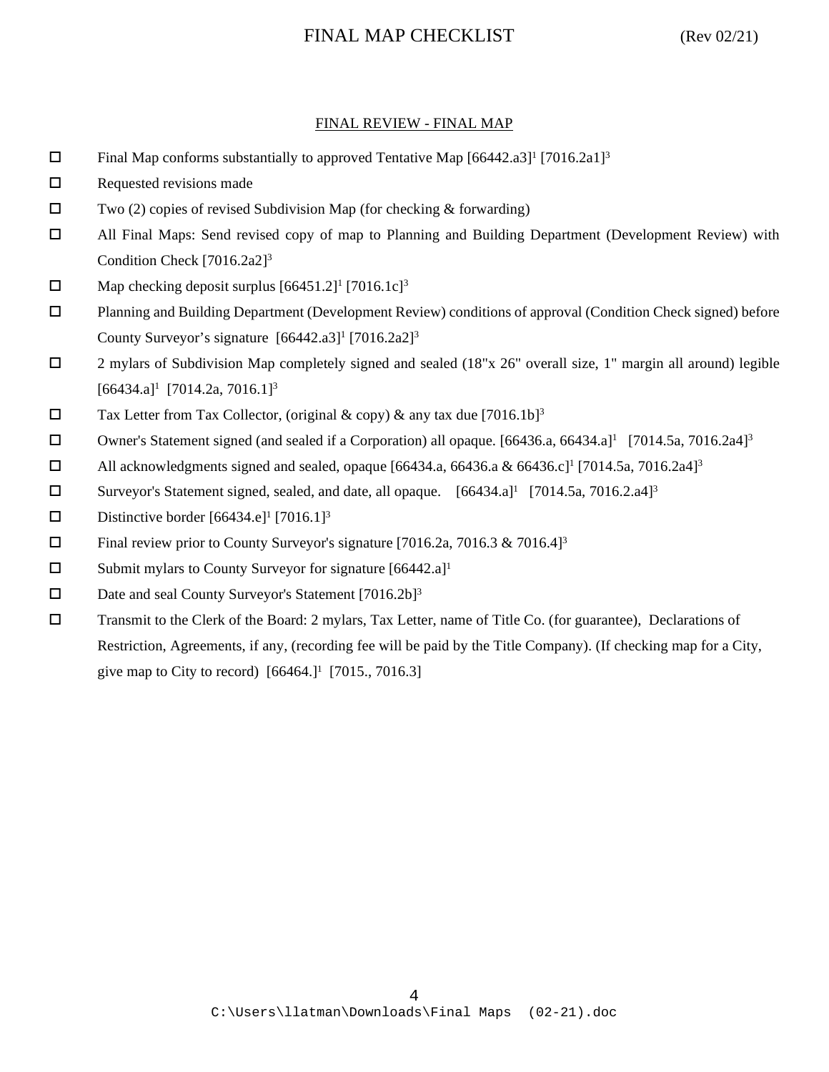# FINAL MAP CHECKLIST (Rev 02/21)

## FINAL REVIEW - FINAL MAP

- ☐ Final Map conforms substantially to approved Tentative Map [66442.a3][1] [7016.2a1][3]
- ☐ Requested revisions made
- ☐ Two (2) copies of revised Subdivision Map (for checking & forwarding)
- ☐ All Final Maps: Send revised copy of map to Planning and Building Department (Development Review) with Condition Check [7016.2a2][3]
- ☐ Map checking deposit surplus [66451.2][1] [7016.1c][3]
- ☐ Planning and Building Department (Development Review) conditions of approval (Condition Check signed) before County Surveyor's signature [66442.a3][1] [7016.2a2][3]
- ☐ 2 mylars of Subdivision Map completely signed and sealed (18"x 26" overall size, 1" margin all around) legible [66434.a][1] [7014.2a, 7016.1][3]
- ☐ Tax Letter from Tax Collector, (original & copy) & any tax due [7016.1b][3]
- ☐ Owner's Statement signed (and sealed if a Corporation) all opaque. [66436.a, 66434.a][1] [7014.5a, 7016.2a4][3]
- ☐ All acknowledgments signed and sealed, opaque [66434.a, 66436.a & 66436.c][1] [7014.5a, 7016.2a4][3]
- ☐ Surveyor's Statement signed, sealed, and date, all opaque. [66434.a][1] [7014.5a, 7016.2.a4][3]
- ☐ Distinctive border [66434.e][1] [7016.1][3]
- ☐ Final review prior to County Surveyor's signature [7016.2a, 7016.3 & 7016.4][3]
- ☐ Submit mylars to County Surveyor for signature [66442.a][1]
- ☐ Date and seal County Surveyor's Statement [7016.2b][3]
- ☐ Transmit to the Clerk of the Board: 2 mylars, Tax Letter, name of Title Co. (for guarantee), Declarations of Restriction, Agreements, if any, (recording fee will be paid by the Title Company). (If checking map for a City, give map to City to record) [66464.][1] [7015., 7016.3]

C:\Users\llatman\Downloads\Final Maps (02-21).doc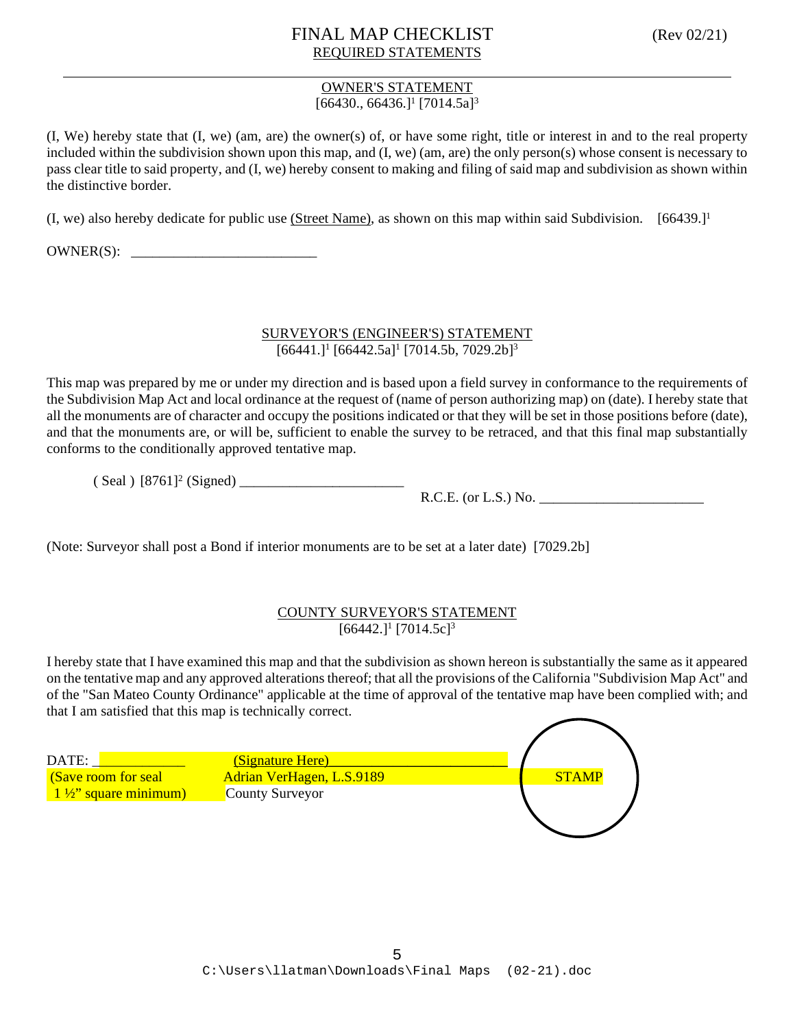# FINAL MAP CHECKLIST

(Rev 02/21)

## REQUIRED STATEMENTS

### OWNER'S STATEMENT

[66430., 66436.][1] [7014.5a][3]

(I, We) hereby state that (I, we) (am, are) the owner(s) of, or have some right, title or interest in and to the real property included within the subdivision shown upon this map, and (I, we) (am, are) the only person(s) whose consent is necessary to pass clear title to said property, and (I, we) hereby consent to making and filing of said map and subdivision as shown within the distinctive border.

(I, we) also hereby dedicate for public use (Street Name), as shown on this map within said Subdivision. [66439.][1]

OWNER(S): ___________________________

### SURVEYOR'S (ENGINEER'S) STATEMENT

[66441.][1] [66442.5a][1] [7014.5b, 7029.2b][3]

This map was prepared by me or under my direction and is based upon a field survey in conformance to the requirements of the Subdivision Map Act and local ordinance at the request of (name of person authorizing map) on (date). I hereby state that all the monuments are of character and occupy the positions indicated or that they will be set in those positions before (date), and that the monuments are, or will be, sufficient to enable the survey to be retraced, and that this final map substantially conforms to the conditionally approved tentative map.

( Seal ) [8761][2] (Signed) ________________________

R.C.E. (or L.S.) No. ________________________

(Note: Surveyor shall post a Bond if interior monuments are to be set at a later date) [7029.2b]

### COUNTY SURVEYOR'S STATEMENT

[66442.][1] [7014.5c][3]

I hereby state that I have examined this map and that the subdivision as shown hereon is substantially the same as it appeared on the tentative map and any approved alterations thereof; that all the provisions of the California "Subdivision Map Act" and of the "San Mateo County Ordinance" applicable at the time of approval of the tentative map have been complied with; and that I am satisfied that this map is technically correct.

DATE: _____________ (Signature Here)___________________________

(Save room for seal 1 ½" square minimum) Adrian VerHagen, L.S.9189

County Surveyor

STAMP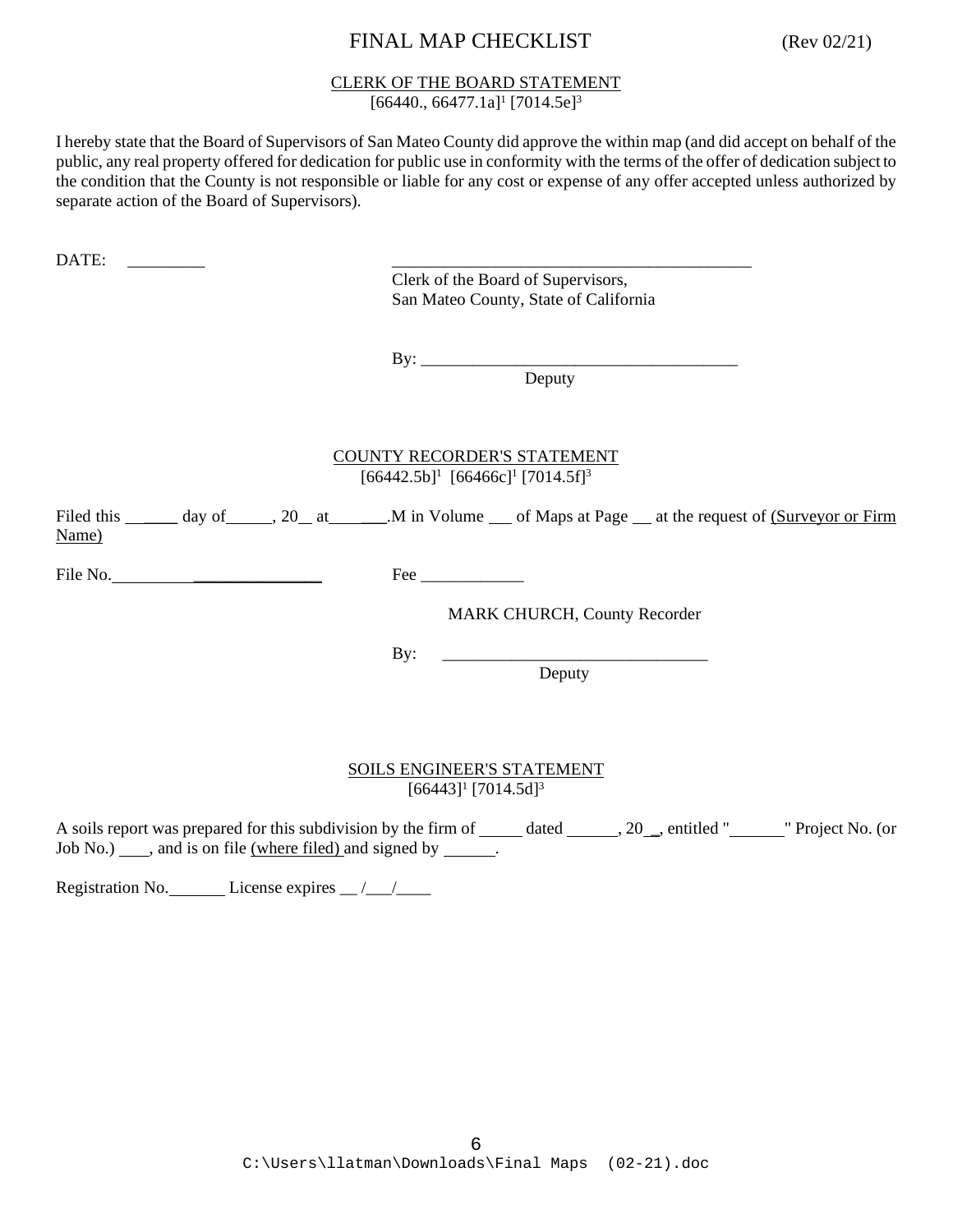FINAL MAP CHECKLIST (Rev 02/21)

## CLERK OF THE BOARD STATEMENT

[66440., 66477.1a][1] [7014.5e][3]

I hereby state that the Board of Supervisors of San Mateo County did approve the within map (and did accept on behalf of the public, any real property offered for dedication for public use in conformity with the terms of the offer of dedication subject to the condition that the County is not responsible or liable for any cost or expense of any offer accepted unless authorized by separate action of the Board of Supervisors).

DATE: _________

_____________________________________________
Clerk of the Board of Supervisors,
San Mateo County, State of California

By: ______________________________________
Deputy

## COUNTY RECORDER'S STATEMENT

[66442.5b][1] [66466c][1] [7014.5f][3]

Filed this ______ day of______, 20__ at_______.M in Volume ___ of Maps at Page __ at the request of (Surveyor or Firm Name)

File No.________________ Fee ____________

MARK CHURCH, County Recorder

By: _______________________________
Deputy

## SOILS ENGINEER'S STATEMENT

[66443][1] [7014.5d][3]

A soils report was prepared for this subdivision by the firm of _____ dated ______, 20 _, entitled "______" Project No. (or Job No.) ____, and is on file (where filed) and signed by ______.

Registration No._______ License expires __ /___/____